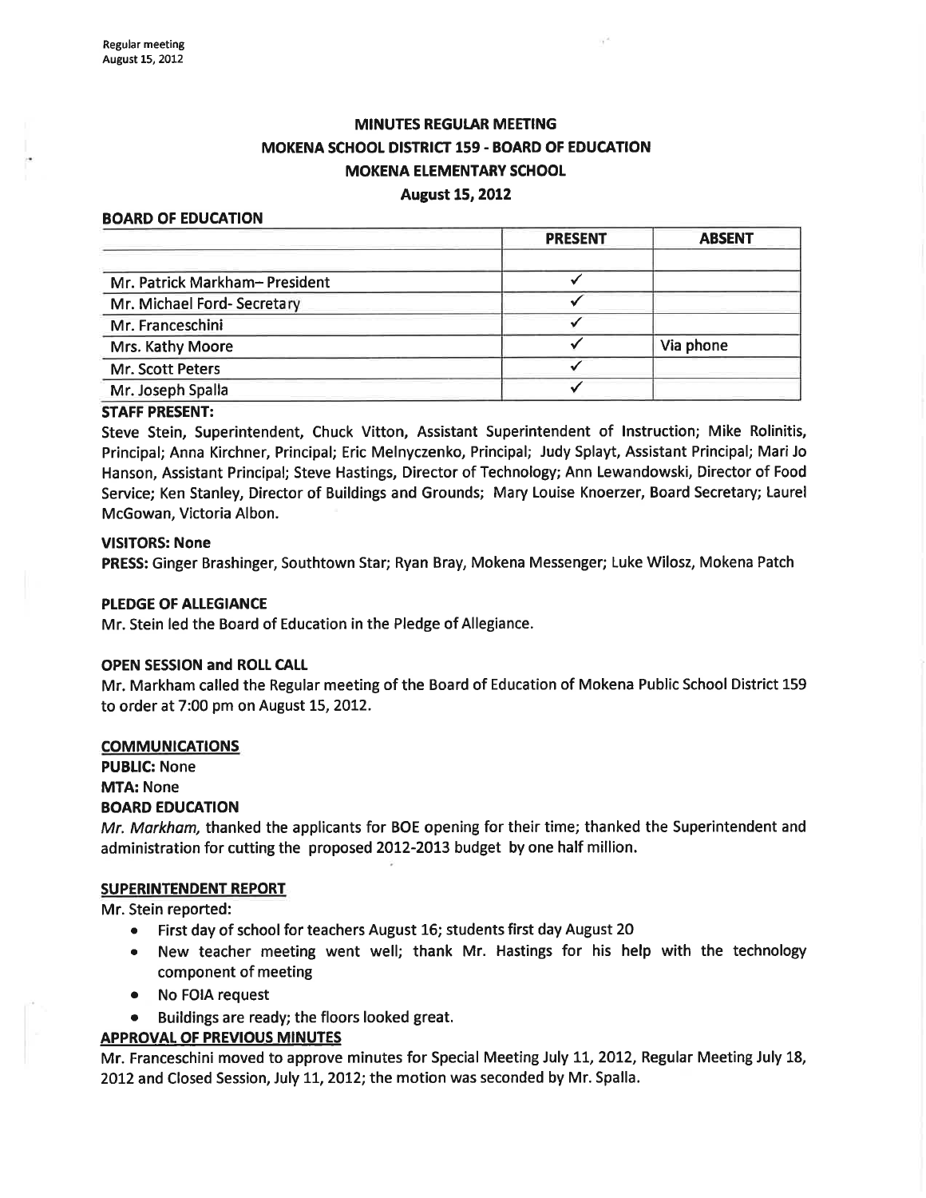# MINUTES REGULAR MEETING
# MOKENA SCHOOL DISTRICT 159 - BOARD OF EDUCATION
# MOKENA ELEMENTARY SCHOOL
## August 15, 2012

**BOARD OF EDUCATION**

| | PRESENT | ABSENT |
|---|---|---|
| | | |
| Mr. Patrick Markham– President | ✓ | |
| Mr. Michael Ford- Secretary | ✓ | |
| Mr. Franceschini | ✓ | |
| Mrs. Kathy Moore | ✓ | Via phone |
| Mr. Scott Peters | ✓ | |
| Mr. Joseph Spalla | ✓ | |

**STAFF PRESENT:**

Steve Stein, Superintendent, Chuck Vitton, Assistant Superintendent of Instruction; Mike Rolinitis, Principal; Anna Kirchner, Principal; Eric Melnyczenko, Principal; Judy Splayt, Assistant Principal; Mari Jo Hanson, Assistant Principal; Steve Hastings, Director of Technology; Ann Lewandowski, Director of Food Service; Ken Stanley, Director of Buildings and Grounds; Mary Louise Knoerzer, Board Secretary; Laurel McGowan, Victoria Albon.

**VISITORS: None**

**PRESS:** Ginger Brashinger, Southtown Star; Ryan Bray, Mokena Messenger; Luke Wilosz, Mokena Patch

**PLEDGE OF ALLEGIANCE**

Mr. Stein led the Board of Education in the Pledge of Allegiance.

**OPEN SESSION and ROLL CALL**

Mr. Markham called the Regular meeting of the Board of Education of Mokena Public School District 159 to order at 7:00 pm on August 15, 2012.

**COMMUNICATIONS**

**PUBLIC:** None

**MTA:** None

**BOARD EDUCATION**

*Mr. Markham,* thanked the applicants for BOE opening for their time; thanked the Superintendent and administration for cutting the proposed 2012-2013 budget by one half million.

**SUPERINTENDENT REPORT**

Mr. Stein reported:

- First day of school for teachers August 16; students first day August 20
- New teacher meeting went well; thank Mr. Hastings for his help with the technology component of meeting
- No FOIA request
- Buildings are ready; the floors looked great.

**APPROVAL OF PREVIOUS MINUTES**

Mr. Franceschini moved to approve minutes for Special Meeting July 11, 2012, Regular Meeting July 18, 2012 and Closed Session, July 11, 2012; the motion was seconded by Mr. Spalla.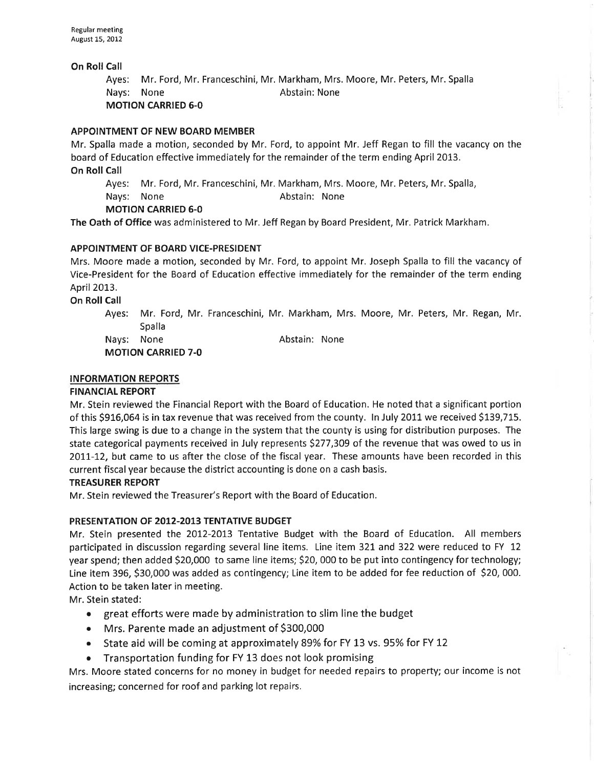**On Roll Call**

Ayes: Mr. Ford, Mr. Franceschini, Mr. Markham, Mrs. Moore, Mr. Peters, Mr. Spalla
Nays: None Abstain: None
**MOTION CARRIED 6-0**

**APPOINTMENT OF NEW BOARD MEMBER**

Mr. Spalla made a motion, seconded by Mr. Ford, to appoint Mr. Jeff Regan to fill the vacancy on the board of Education effective immediately for the remainder of the term ending April 2013.

**On Roll Call**

Ayes: Mr. Ford, Mr. Franceschini, Mr. Markham, Mrs. Moore, Mr. Peters, Mr. Spalla,
Nays: None Abstain: None
**MOTION CARRIED 6-0**

**The Oath of Office** was administered to Mr. Jeff Regan by Board President, Mr. Patrick Markham.

**APPOINTMENT OF BOARD VICE-PRESIDENT**

Mrs. Moore made a motion, seconded by Mr. Ford, to appoint Mr. Joseph Spalla to fill the vacancy of Vice-President for the Board of Education effective immediately for the remainder of the term ending April 2013.

**On Roll Call**

Ayes: Mr. Ford, Mr. Franceschini, Mr. Markham, Mrs. Moore, Mr. Peters, Mr. Regan, Mr. Spalla
Nays: None Abstain: None
**MOTION CARRIED 7-0**

**INFORMATION REPORTS**

**FINANCIAL REPORT**

Mr. Stein reviewed the Financial Report with the Board of Education. He noted that a significant portion of this $916,064 is in tax revenue that was received from the county. In July 2011 we received $139,715. This large swing is due to a change in the system that the county is using for distribution purposes. The state categorical payments received in July represents $277,309 of the revenue that was owed to us in 2011-12, but came to us after the close of the fiscal year. These amounts have been recorded in this current fiscal year because the district accounting is done on a cash basis.

**TREASURER REPORT**

Mr. Stein reviewed the Treasurer's Report with the Board of Education.

**PRESENTATION OF 2012-2013 TENTATIVE BUDGET**

Mr. Stein presented the 2012-2013 Tentative Budget with the Board of Education. All members participated in discussion regarding several line items. Line item 321 and 322 were reduced to FY 12 year spend; then added $20,000 to same line items; $20, 000 to be put into contingency for technology; Line item 396, $30,000 was added as contingency; Line item to be added for fee reduction of $20, 000. Action to be taken later in meeting.

Mr. Stein stated:

- great efforts were made by administration to slim line the budget
- Mrs. Parente made an adjustment of $300,000
- State aid will be coming at approximately 89% for FY 13 vs. 95% for FY 12
- Transportation funding for FY 13 does not look promising

Mrs. Moore stated concerns for no money in budget for needed repairs to property; our income is not increasing; concerned for roof and parking lot repairs.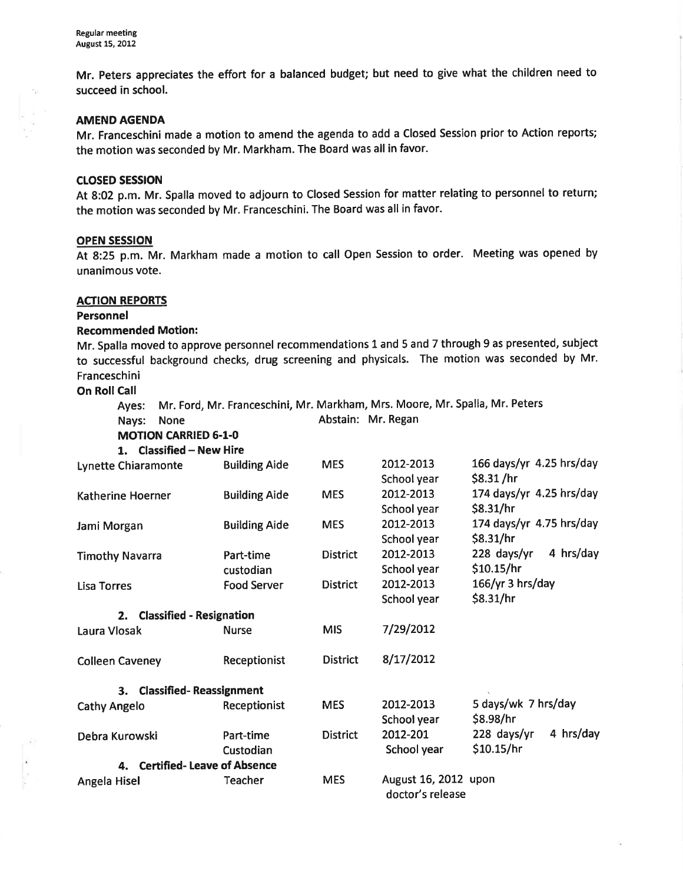Mr. Peters appreciates the effort for a balanced budget; but need to give what the children need to succeed in school.

**AMEND AGENDA**

Mr. Franceschini made a motion to amend the agenda to add a Closed Session prior to Action reports; the motion was seconded by Mr. Markham. The Board was all in favor.

**CLOSED SESSION**

At 8:02 p.m. Mr. Spalla moved to adjourn to Closed Session for matter relating to personnel to return; the motion was seconded by Mr. Franceschini. The Board was all in favor.

**OPEN SESSION**

At 8:25 p.m. Mr. Markham made a motion to call Open Session to order. Meeting was opened by unanimous vote.

**ACTION REPORTS**

**Personnel**

**Recommended Motion:**

Mr. Spalla moved to approve personnel recommendations 1 and 5 and 7 through 9 as presented, subject to successful background checks, drug screening and physicals. The motion was seconded by Mr. Franceschini

**On Roll Call**

Ayes: Mr. Ford, Mr. Franceschini, Mr. Markham, Mrs. Moore, Mr. Spalla, Mr. Peters

Nays: None — Abstain: Mr. Regan

**MOTION CARRIED 6-1-0**

**1. Classified – New Hire**

| Name | Position | Location | Period | Terms |
|---|---|---|---|---|
| Lynette Chiaramonte | Building Aide | MES | 2012-2013 School year | 166 days/yr 4.25 hrs/day $8.31 /hr |
| Katherine Hoerner | Building Aide | MES | 2012-2013 School year | 174 days/yr 4.25 hrs/day $8.31/hr |
| Jami Morgan | Building Aide | MES | 2012-2013 School year | 174 days/yr 4.75 hrs/day $8.31/hr |
| Timothy Navarra | Part-time custodian | District | 2012-2013 School year | 228 days/yr 4 hrs/day $10.15/hr |
| Lisa Torres | Food Server | District | 2012-2013 School year | 166/yr 3 hrs/day $8.31/hr |

**2. Classified - Resignation**

| Name | Position | Location | Date |
|---|---|---|---|
| Laura Vlosak | Nurse | MIS | 7/29/2012 |
| Colleen Caveney | Receptionist | District | 8/17/2012 |

**3. Classified- Reassignment**

| Name | Position | Location | Period | Terms |
|---|---|---|---|---|
| Cathy Angelo | Receptionist | MES | 2012-2013 School year | 5 days/wk 7 hrs/day $8.98/hr |
| Debra Kurowski | Part-time Custodian | District | 2012-201 School year | 228 days/yr 4 hrs/day $10.15/hr |

**4. Certified- Leave of Absence**

| Name | Position | Location | Period |
|---|---|---|---|
| Angela Hisel | Teacher | MES | August 16, 2012 upon doctor's release |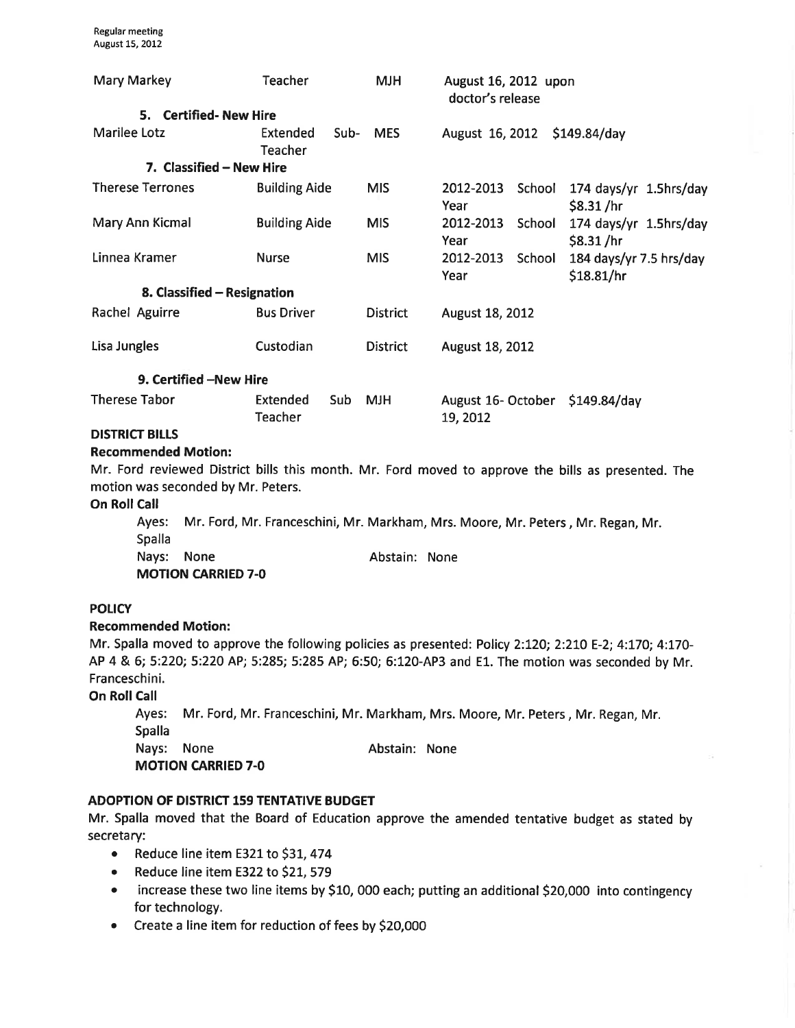| | | | | |
|---|---|---|---|---|
| Mary Markey | Teacher | MJH | August 16, 2012 upon doctor's release | |
| **5. Certified- New Hire** | | | | |
| Marilee Lotz | Extended Sub-Teacher | MES | August 16, 2012 | \$149.84/day |
| **7. Classified – New Hire** | | | | |
| Therese Terrones | Building Aide | MIS | 2012-2013 School Year | 174 days/yr 1.5hrs/day \$8.31 /hr |
| Mary Ann Kicmal | Building Aide | MIS | 2012-2013 School Year | 174 days/yr 1.5hrs/day \$8.31 /hr |
| Linnea Kramer | Nurse | MIS | 2012-2013 School Year | 184 days/yr 7.5 hrs/day \$18.81/hr |
| **8. Classified – Resignation** | | | | |
| Rachel Aguirre | Bus Driver | District | August 18, 2012 | |
| Lisa Jungles | Custodian | District | August 18, 2012 | |
| **9. Certified –New Hire** | | | | |
| Therese Tabor | Extended Sub Teacher | MJH | August 16- October 19, 2012 | \$149.84/day |

**DISTRICT BILLS**

**Recommended Motion:**

Mr. Ford reviewed District bills this month. Mr. Ford moved to approve the bills as presented. The motion was seconded by Mr. Peters.

**On Roll Call**

Ayes: Mr. Ford, Mr. Franceschini, Mr. Markham, Mrs. Moore, Mr. Peters , Mr. Regan, Mr. Spalla

Nays: None Abstain: None

**MOTION CARRIED 7-0**

**POLICY**

**Recommended Motion:**

Mr. Spalla moved to approve the following policies as presented: Policy 2:120; 2:210 E-2; 4:170; 4:170-AP 4 & 6; 5:220; 5:220 AP; 5:285; 5:285 AP; 6:50; 6:120-AP3 and E1. The motion was seconded by Mr. Franceschini.

**On Roll Call**

Ayes: Mr. Ford, Mr. Franceschini, Mr. Markham, Mrs. Moore, Mr. Peters , Mr. Regan, Mr. Spalla

Nays: None Abstain: None

**MOTION CARRIED 7-0**

**ADOPTION OF DISTRICT 159 TENTATIVE BUDGET**

Mr. Spalla moved that the Board of Education approve the amended tentative budget as stated by secretary:

- Reduce line item E321 to \$31, 474
- Reduce line item E322 to \$21, 579
- increase these two line items by \$10, 000 each; putting an additional \$20,000 into contingency for technology.
- Create a line item for reduction of fees by \$20,000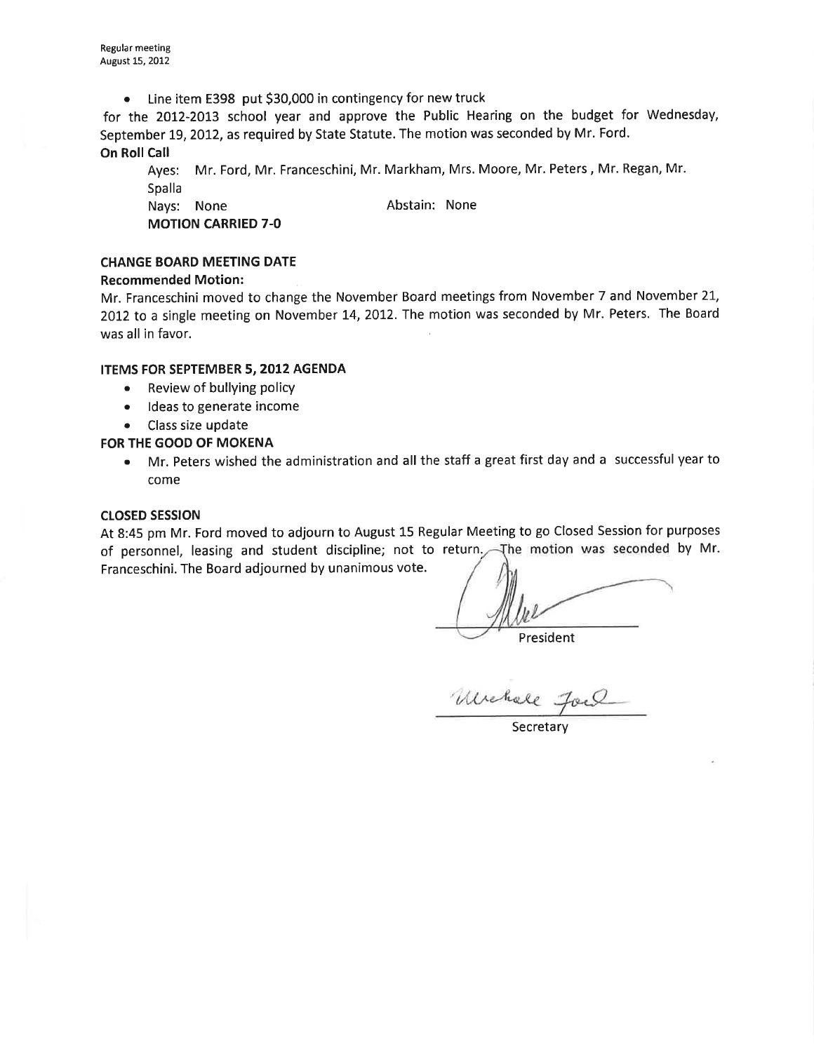- Line item E398 put $30,000 in contingency for new truck

for the 2012-2013 school year and approve the Public Hearing on the budget for Wednesday, September 19, 2012, as required by State Statute. The motion was seconded by Mr. Ford.

**On Roll Call**

Ayes: Mr. Ford, Mr. Franceschini, Mr. Markham, Mrs. Moore, Mr. Peters, Mr. Regan, Mr. Spalla

Nays: None Abstain: None

**MOTION CARRIED 7-0**

**CHANGE BOARD MEETING DATE**

**Recommended Motion:**

Mr. Franceschini moved to change the November Board meetings from November 7 and November 21, 2012 to a single meeting on November 14, 2012. The motion was seconded by Mr. Peters. The Board was all in favor.

**ITEMS FOR SEPTEMBER 5, 2012 AGENDA**

- Review of bullying policy
- Ideas to generate income
- Class size update

**FOR THE GOOD OF MOKENA**

- Mr. Peters wished the administration and all the staff a great first day and a successful year to come

**CLOSED SESSION**

At 8:45 pm Mr. Ford moved to adjourn to August 15 Regular Meeting to go Closed Session for purposes of personnel, leasing and student discipline; not to return. The motion was seconded by Mr. Franceschini. The Board adjourned by unanimous vote.

President

Michele Ford

Secretary